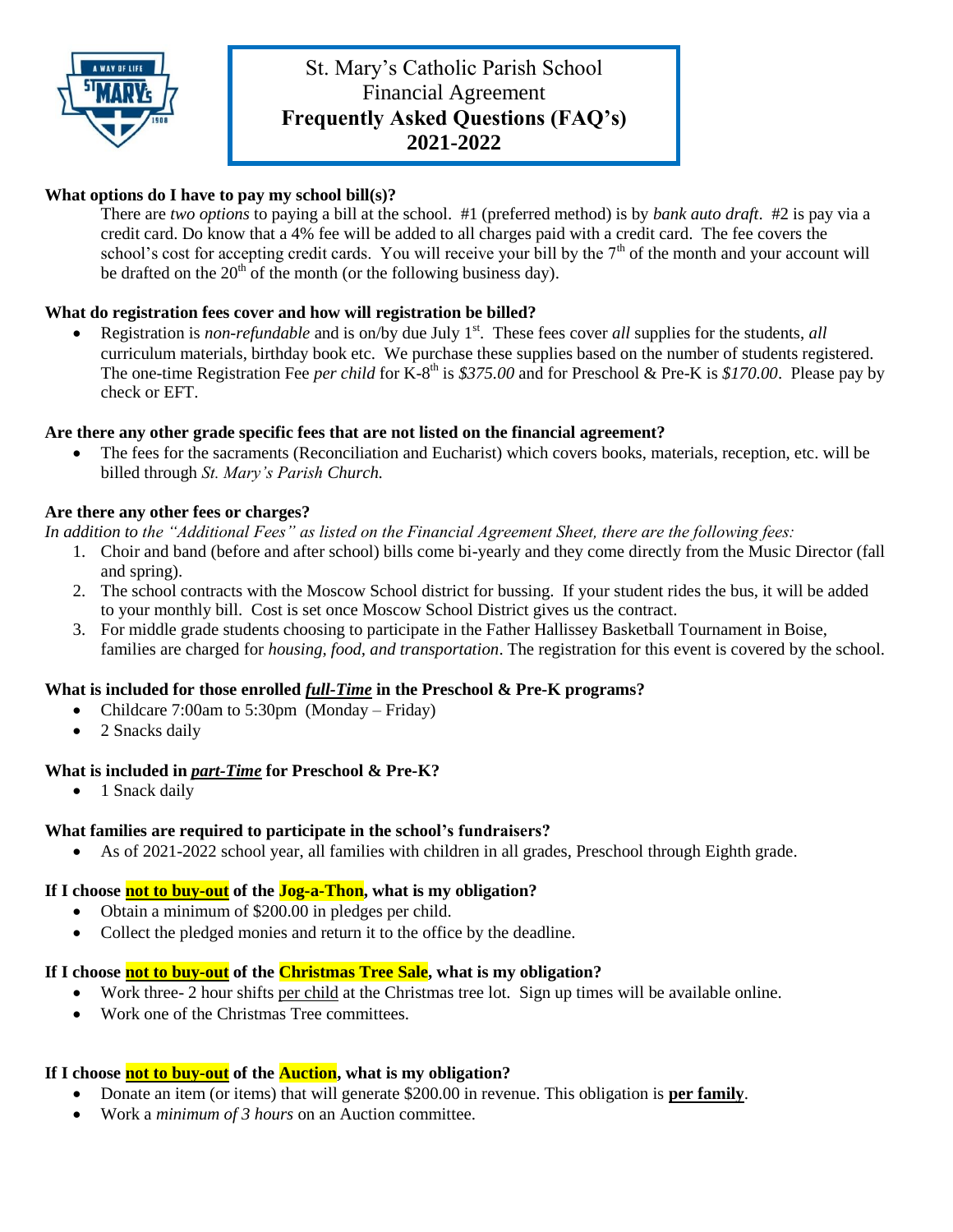# St. Mary's Catholic Parish School
## Financial Agreement
## **Frequently Asked Questions (FAQ's)**
## **2021-2022**

**What options do I have to pay my school bill(s)?**

There are *two options* to paying a bill at the school. #1 (preferred method) is by *bank auto draft*. #2 is pay via a credit card. Do know that a 4% fee will be added to all charges paid with a credit card. The fee covers the school's cost for accepting credit cards. You will receive your bill by the 7th of the month and your account will be drafted on the 20th of the month (or the following business day).

**What do registration fees cover and how will registration be billed?**

- Registration is *non-refundable* and is on/by due July 1st. These fees cover *all* supplies for the students, *all* curriculum materials, birthday book etc. We purchase these supplies based on the number of students registered. The one-time Registration Fee *per child* for K-8th is *$375.00* and for Preschool & Pre-K is *$170.00*. Please pay by check or EFT.

**Are there any other grade specific fees that are not listed on the financial agreement?**

- The fees for the sacraments (Reconciliation and Eucharist) which covers books, materials, reception, etc. will be billed through *St. Mary's Parish Church.*

**Are there any other fees or charges?**

*In addition to the "Additional Fees" as listed on the Financial Agreement Sheet, there are the following fees:*

1. Choir and band (before and after school) bills come bi-yearly and they come directly from the Music Director (fall and spring).
2. The school contracts with the Moscow School district for bussing. If your student rides the bus, it will be added to your monthly bill. Cost is set once Moscow School District gives us the contract.
3. For middle grade students choosing to participate in the Father Hallissey Basketball Tournament in Boise, families are charged for *housing, food, and transportation*. The registration for this event is covered by the school.

**What is included for those enrolled *full-Time* in the Preschool & Pre-K programs?**

- Childcare 7:00am to 5:30pm (Monday – Friday)
- 2 Snacks daily

**What is included in *part-Time* for Preschool & Pre-K?**

- 1 Snack daily

**What families are required to participate in the school's fundraisers?**

- As of 2021-2022 school year, all families with children in all grades, Preschool through Eighth grade.

**If I choose not to buy-out of the Jog-a-Thon, what is my obligation?**

- Obtain a minimum of $200.00 in pledges per child.
- Collect the pledged monies and return it to the office by the deadline.

**If I choose not to buy-out of the Christmas Tree Sale, what is my obligation?**

- Work three- 2 hour shifts per child at the Christmas tree lot. Sign up times will be available online.
- Work one of the Christmas Tree committees.

**If I choose not to buy-out of the Auction, what is my obligation?**

- Donate an item (or items) that will generate $200.00 in revenue. This obligation is **per family**.
- Work a *minimum of 3 hours* on an Auction committee.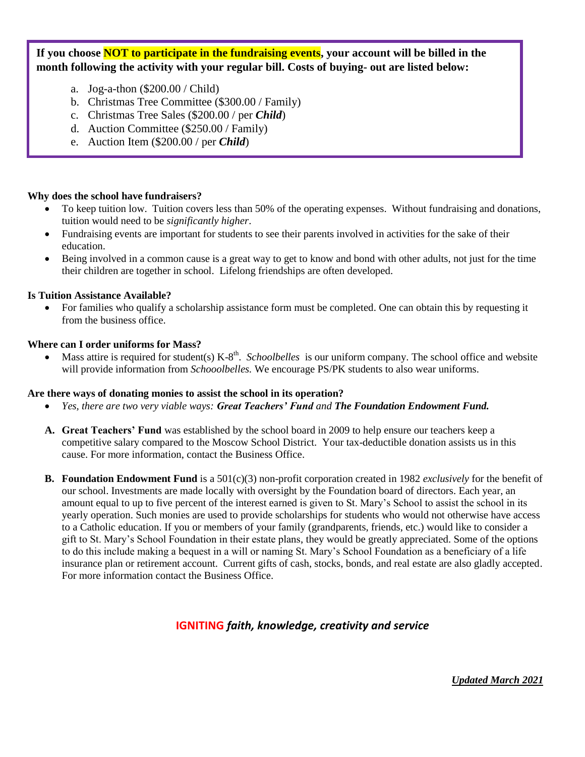**If you choose NOT to participate in the fundraising events, your account will be billed in the month following the activity with your regular bill. Costs of buying- out are listed below:**

a. Jog-a-thon ($200.00 / Child)
b. Christmas Tree Committee ($300.00 / Family)
c. Christmas Tree Sales ($200.00 / per ***Child***)
d. Auction Committee ($250.00 / Family)
e. Auction Item ($200.00 / per ***Child***)

**Why does the school have fundraisers?**

- To keep tuition low. Tuition covers less than 50% of the operating expenses. Without fundraising and donations, tuition would need to be *significantly higher*.
- Fundraising events are important for students to see their parents involved in activities for the sake of their education.
- Being involved in a common cause is a great way to get to know and bond with other adults, not just for the time their children are together in school. Lifelong friendships are often developed.

**Is Tuition Assistance Available?**

- For families who qualify a scholarship assistance form must be completed. One can obtain this by requesting it from the business office.

**Where can I order uniforms for Mass?**

- Mass attire is required for student(s) K-8th. *Schoolbelles* is our uniform company. The school office and website will provide information from *Schooolbelles.* We encourage PS/PK students to also wear uniforms.

**Are there ways of donating monies to assist the school in its operation?**

- *Yes, there are two very viable ways: **Great Teachers' Fund** and **The Foundation Endowment Fund.***

**A. Great Teachers' Fund** was established by the school board in 2009 to help ensure our teachers keep a competitive salary compared to the Moscow School District. Your tax-deductible donation assists us in this cause. For more information, contact the Business Office.

**B. Foundation Endowment Fund** is a 501(c)(3) non-profit corporation created in 1982 *exclusively* for the benefit of our school. Investments are made locally with oversight by the Foundation board of directors. Each year, an amount equal to up to five percent of the interest earned is given to St. Mary's School to assist the school in its yearly operation. Such monies are used to provide scholarships for students who would not otherwise have access to a Catholic education. If you or members of your family (grandparents, friends, etc.) would like to consider a gift to St. Mary's School Foundation in their estate plans, they would be greatly appreciated. Some of the options to do this include making a bequest in a will or naming St. Mary's School Foundation as a beneficiary of a life insurance plan or retirement account. Current gifts of cash, stocks, bonds, and real estate are also gladly accepted. For more information contact the Business Office.

**IGNITING** ***faith, knowledge, creativity and service***

***Updated March 2021***